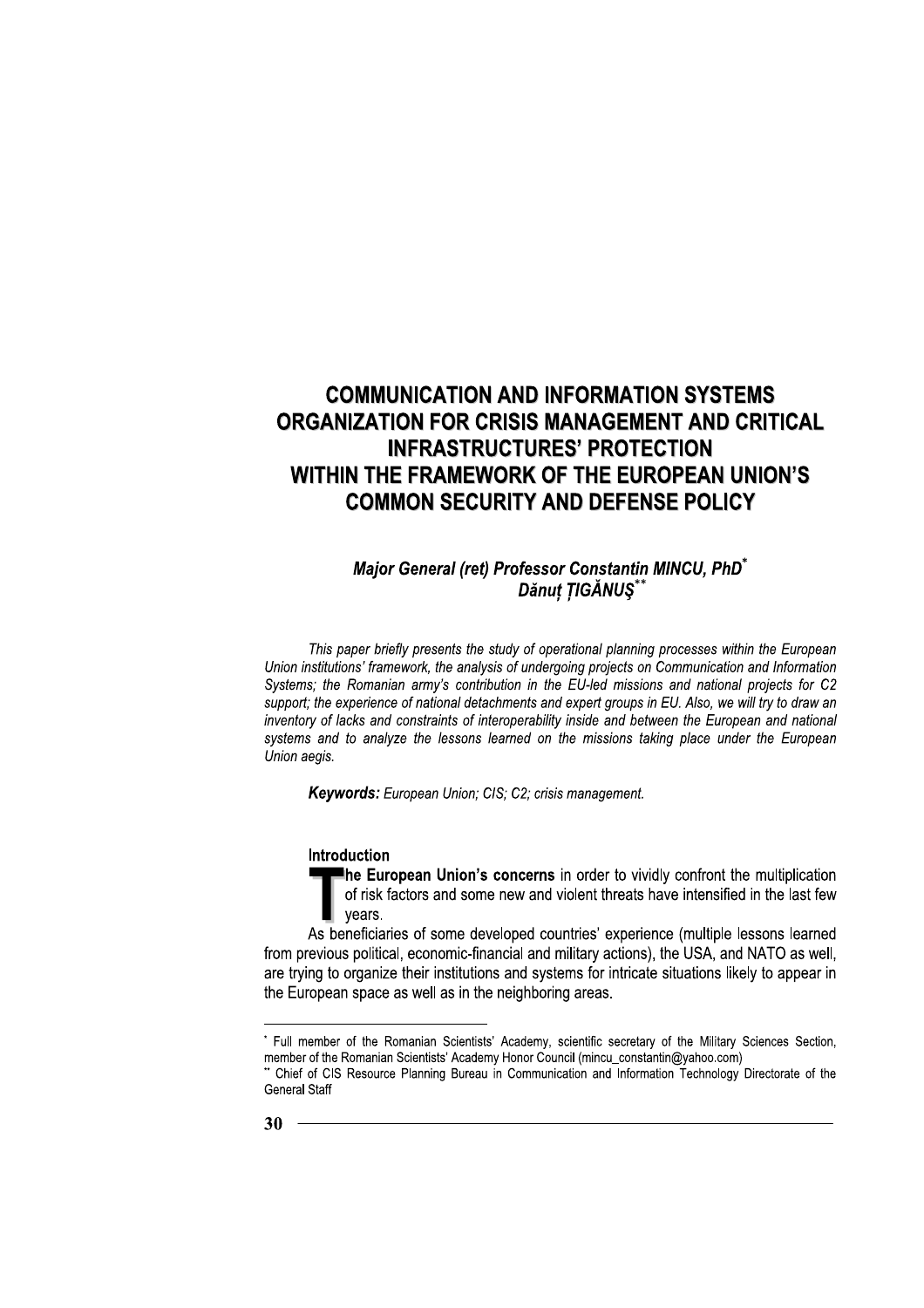# COMMUNICATION AND INFORMATION SYSTEMS ORGANIZATION FOR CRISIS MANAGEMENT AND CRITICAL INFRASTRUCTURES' PROTECTION WITHIN THE FRAMEWORK OF THE EUROPEAN UNION'S COMMON SECURITY AND DEFENSE POLICY

***Major General (ret) Professor Constantin MINCU, PhD*** [*]
***Dănuț ȚIGĂNUȘ*** [**]

*This paper briefly presents the study of operational planning processes within the European Union institutions' framework, the analysis of undergoing projects on Communication and Information Systems; the Romanian army's contribution in the EU-led missions and national projects for C2 support; the experience of national detachments and expert groups in EU. Also, we will try to draw an inventory of lacks and constraints of interoperability inside and between the European and national systems and to analyze the lessons learned on the missions taking place under the European Union aegis.*

***Keywords:*** *European Union; CIS; C2; crisis management.*

## Introduction

**The European Union's concerns** in order to vividly confront the multiplication of risk factors and some new and violent threats have intensified in the last few years.

As beneficiaries of some developed countries' experience (multiple lessons learned from previous political, economic-financial and military actions), the USA, and NATO as well, are trying to organize their institutions and systems for intricate situations likely to appear in the European space as well as in the neighboring areas.

---

[*] Full member of the Romanian Scientists' Academy, scientific secretary of the Military Sciences Section, member of the Romanian Scientists' Academy Honor Council (mincu_constantin@yahoo.com)

[**] Chief of CIS Resource Planning Bureau in Communication and Information Technology Directorate of the General Staff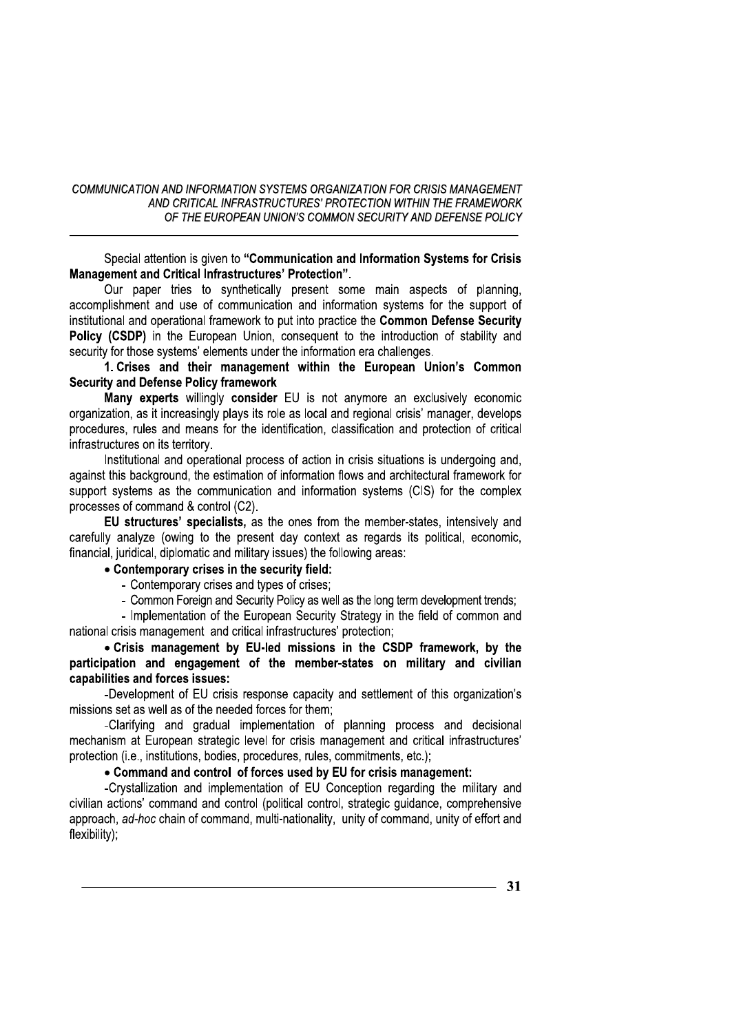Special attention is given to **"Communication and Information Systems for Crisis Management and Critical Infrastructures' Protection".**

Our paper tries to synthetically present some main aspects of planning, accomplishment and use of communication and information systems for the support of institutional and operational framework to put into practice the **Common Defense Security Policy (CSDP)** in the European Union, consequent to the introduction of stability and security for those systems' elements under the information era challenges.

## 1. Crises and their management within the European Union's Common Security and Defense Policy framework

**Many experts** willingly **consider** EU is not anymore an exclusively economic organization, as it increasingly plays its role as local and regional crisis' manager, develops procedures, rules and means for the identification, classification and protection of critical infrastructures on its territory.

Institutional and operational process of action in crisis situations is undergoing and, against this background, the estimation of information flows and architectural framework for support systems as the communication and information systems (CIS) for the complex processes of command & control (C2).

**EU structures' specialists,** as the ones from the member-states, intensively and carefully analyze (owing to the present day context as regards its political, economic, financial, juridical, diplomatic and military issues) the following areas:

- **Contemporary crises in the security field:**
  - Contemporary crises and types of crises;
  - Common Foreign and Security Policy as well as the long term development trends;
  - Implementation of the European Security Strategy in the field of common and national crisis management and critical infrastructures' protection;
- **Crisis management by EU-led missions in the CSDP framework, by the participation and engagement of the member-states on military and civilian capabilities and forces issues:**
  - Development of EU crisis response capacity and settlement of this organization's missions set as well as of the needed forces for them;
  - Clarifying and gradual implementation of planning process and decisional mechanism at European strategic level for crisis management and critical infrastructures' protection (i.e., institutions, bodies, procedures, rules, commitments, etc.);
- **Command and control of forces used by EU for crisis management:**
  - Crystallization and implementation of EU Conception regarding the military and civilian actions' command and control (political control, strategic guidance, comprehensive approach, *ad-hoc* chain of command, multi-nationality, unity of command, unity of effort and flexibility);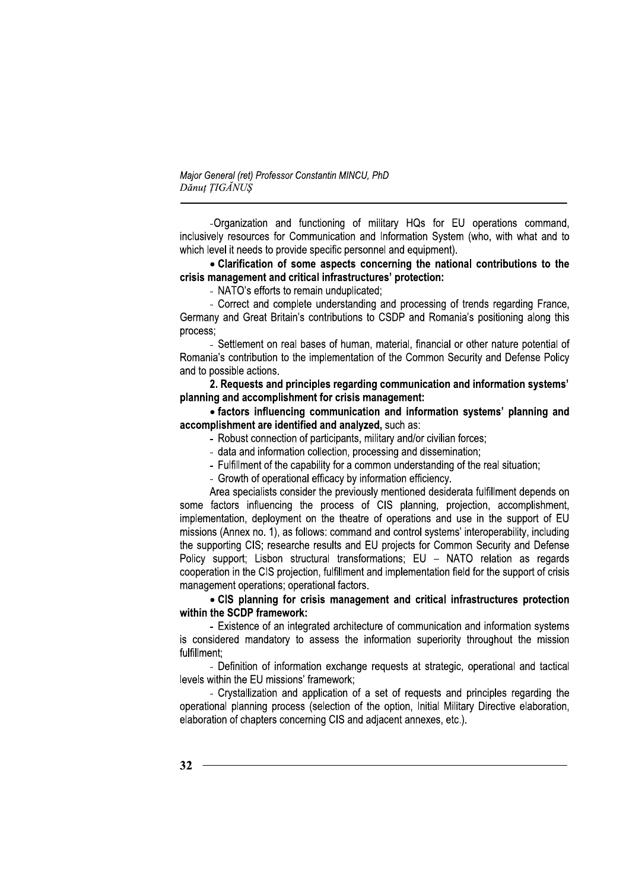-Organization and functioning of military HQs for EU operations command, inclusively resources for Communication and Information System (who, with what and to which level it needs to provide specific personnel and equipment).

• **Clarification of some aspects concerning the national contributions to the crisis management and critical infrastructures' protection:**

- NATO's efforts to remain unduplicated;
- Correct and complete understanding and processing of trends regarding France, Germany and Great Britain's contributions to CSDP and Romania's positioning along this process;
- Settlement on real bases of human, material, financial or other nature potential of Romania's contribution to the implementation of the Common Security and Defense Policy and to possible actions.

**2. Requests and principles regarding communication and information systems' planning and accomplishment for crisis management:**

• **factors influencing communication and information systems' planning and accomplishment are identified and analyzed,** such as:

- Robust connection of participants, military and/or civilian forces;
- data and information collection, processing and dissemination;
- Fulfillment of the capability for a common understanding of the real situation;
- Growth of operational efficacy by information efficiency.

Area specialists consider the previously mentioned desiderata fulfillment depends on some factors influencing the process of CIS planning, projection, accomplishment, implementation, deployment on the theatre of operations and use in the support of EU missions (Annex no. 1), as follows: command and control systems' interoperability, including the supporting CIS; researche results and EU projects for Common Security and Defense Policy support; Lisbon structural transformations; EU – NATO relation as regards cooperation in the CIS projection, fulfillment and implementation field for the support of crisis management operations; operational factors.

• **CIS planning for crisis management and critical infrastructures protection within the SCDP framework:**

- Existence of an integrated architecture of communication and information systems is considered mandatory to assess the information superiority throughout the mission fulfillment;
- Definition of information exchange requests at strategic, operational and tactical levels within the EU missions' framework;
- Crystallization and application of a set of requests and principles regarding the operational planning process (selection of the option, Initial Military Directive elaboration, elaboration of chapters concerning CIS and adjacent annexes, etc.).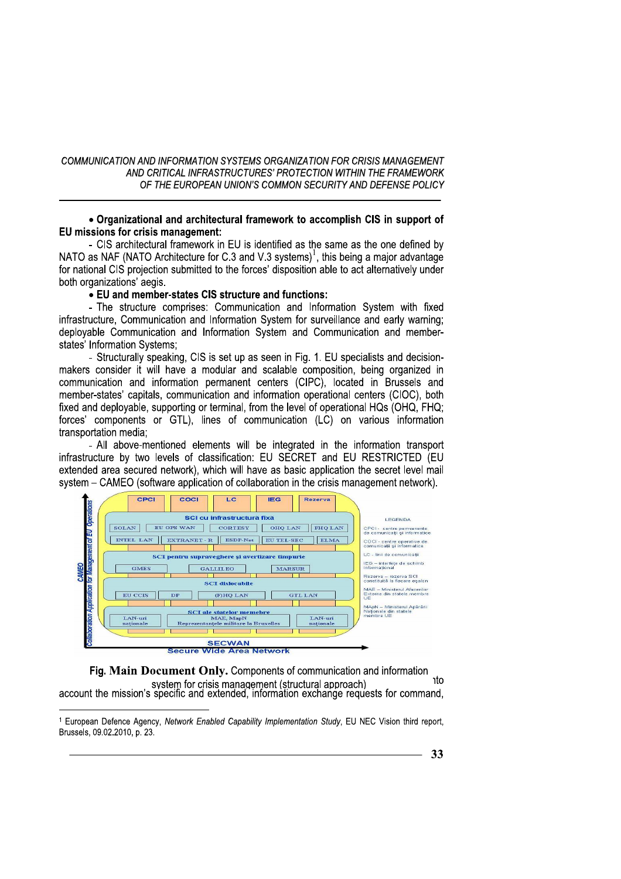• **Organizational and architectural framework to accomplish CIS in support of EU missions for crisis management:**

- CIS architectural framework in EU is identified as the same as the one defined by NATO as NAF (NATO Architecture for C.3 and V.3 systems)[1], this being a major advantage for national CIS projection submitted to the forces' disposition able to act alternatively under both organizations' aegis.

• **EU and member-states CIS structure and functions:**

- The structure comprises: Communication and Information System with fixed infrastructure, Communication and Information System for surveillance and early warning; deployable Communication and Information System and Communication and member-states' Information Systems;

- Structurally speaking, CIS is set up as seen in Fig. 1. EU specialists and decision-makers consider it will have a modular and scalable composition, being organized in communication and information permanent centers (CIPC), located in Brussels and member-states' capitals, communication and information operational centers (CIOC), both fixed and deployable, supporting or terminal, from the level of operational HQs (OHQ, FHQ; forces' components or GTL), lines of communication (LC) on various information transportation media;

- All above-mentioned elements will be integrated in the information transport infrastructure by two levels of classification: EU SECRET and EU RESTRICTED (EU extended area secured network), which will have as basic application the secret level mail system – CAMEO (software application of collaboration in the crisis management network).

Fig. Main Document Only. Components of communication and information system for crisis management (structural approach)

account the mission's specific and extended, information exchange requests for command,

[1] European Defence Agency, *Network Enabled Capability Implementation Study*, EU NEC Vision third report, Brussels, 09.02.2010, p. 23.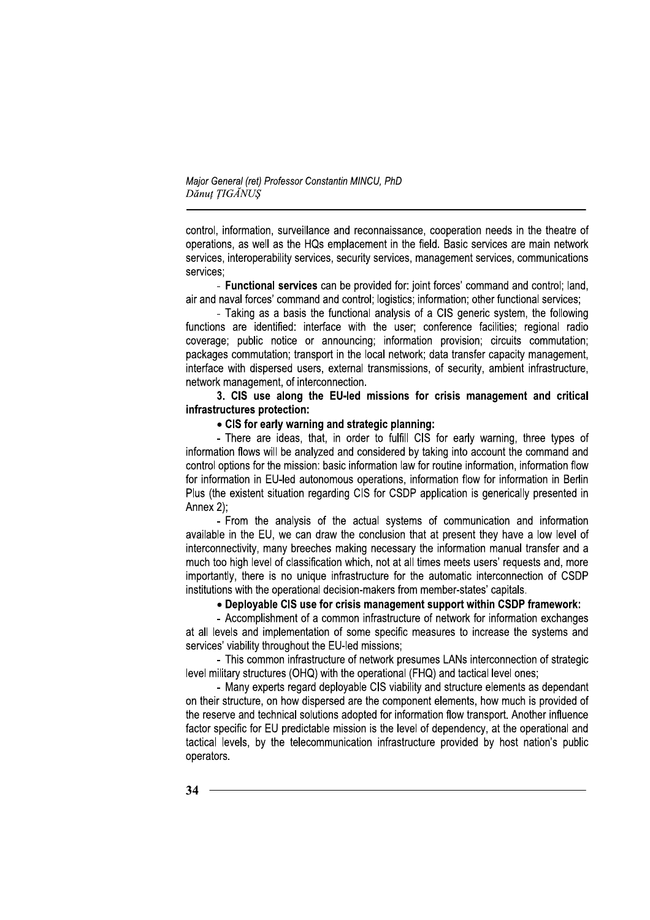control, information, surveillance and reconnaissance, cooperation needs in the theatre of operations, as well as the HQs emplacement in the field. Basic services are main network services, interoperability services, security services, management services, communications services;

- **Functional services** can be provided for: joint forces' command and control; land, air and naval forces' command and control; logistics; information; other functional services;

- Taking as a basis the functional analysis of a CIS generic system, the following functions are identified: interface with the user; conference facilities; regional radio coverage; public notice or announcing; information provision; circuits commutation; packages commutation; transport in the local network; data transfer capacity management, interface with dispersed users, external transmissions, of security, ambient infrastructure, network management, of interconnection.

**3. CIS use along the EU-led missions for crisis management and critical infrastructures protection:**

- **CIS for early warning and strategic planning:**

- There are ideas, that, in order to fulfill CIS for early warning, three types of information flows will be analyzed and considered by taking into account the command and control options for the mission: basic information law for routine information, information flow for information in EU-led autonomous operations, information flow for information in Berlin Plus (the existent situation regarding CIS for CSDP application is generically presented in Annex 2);

- From the analysis of the actual systems of communication and information available in the EU, we can draw the conclusion that at present they have a low level of interconnectivity, many breeches making necessary the information manual transfer and a much too high level of classification which, not at all times meets users' requests and, more importantly, there is no unique infrastructure for the automatic interconnection of CSDP institutions with the operational decision-makers from member-states' capitals.

- **Deployable CIS use for crisis management support within CSDP framework:**

- Accomplishment of a common infrastructure of network for information exchanges at all levels and implementation of some specific measures to increase the systems and services' viability throughout the EU-led missions;

- This common infrastructure of network presumes LANs interconnection of strategic level military structures (OHQ) with the operational (FHQ) and tactical level ones;

- Many experts regard deployable CIS viability and structure elements as dependant on their structure, on how dispersed are the component elements, how much is provided of the reserve and technical solutions adopted for information flow transport. Another influence factor specific for EU predictable mission is the level of dependency, at the operational and tactical levels, by the telecommunication infrastructure provided by host nation's public operators.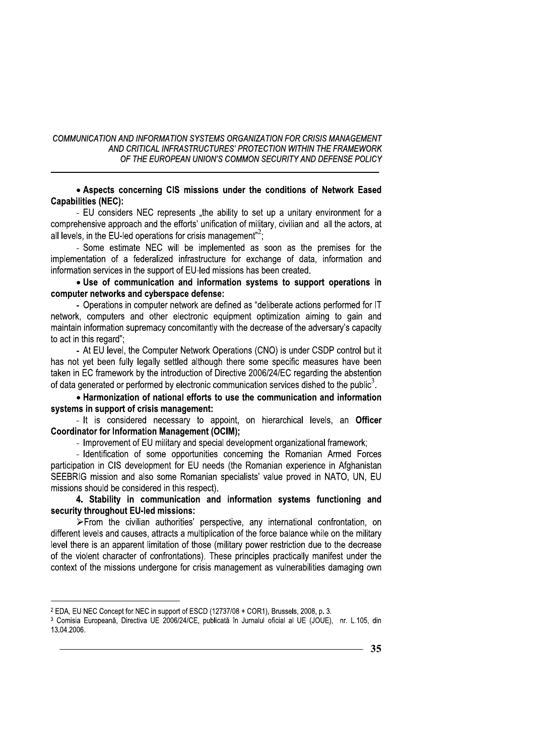• **Aspects concerning CIS missions under the conditions of Network Eased Capabilities (NEC):**

- EU considers NEC represents „the ability to set up a unitary environment for a comprehensive approach and the efforts' unification of military, civilian and all the actors, at all levels, in the EU-led operations for crisis management"[2];

- Some estimate NEC will be implemented as soon as the premises for the implementation of a federalized infrastructure for exchange of data, information and information services in the support of EU-led missions has been created.

• **Use of communication and information systems to support operations in computer networks and cyberspace defense:**

- Operations in computer network are defined as "deliberate actions performed for IT network, computers and other electronic equipment optimization aiming to gain and maintain information supremacy concomitantly with the decrease of the adversary's capacity to act in this regard";

- At EU level, the Computer Network Operations (CNO) is under CSDP control but it has not yet been fully legally settled although there some specific measures have been taken in EC framework by the introduction of Directive 2006/24/EC regarding the abstention of data generated or performed by electronic communication services dished to the public[3].

• **Harmonization of national efforts to use the communication and information systems in support of crisis management:**

- It is considered necessary to appoint, on hierarchical levels, an **Officer Coordinator for Information Management (OCIM);**

- Improvement of EU military and special development organizational framework;

- Identification of some opportunities concerning the Romanian Armed Forces participation in CIS development for EU needs (the Romanian experience in Afghanistan SEEBRIG mission and also some Romanian specialists' value proved in NATO, UN, EU missions should be considered in this respect).

**4. Stability in communication and information systems functioning and security throughout EU-led missions:**

➢From the civilian authorities' perspective, any international confrontation, on different levels and causes, attracts a multiplication of the force balance while on the military level there is an apparent limitation of those (military power restriction due to the decrease of the violent character of confrontations). These principles practically manifest under the context of the missions undergone for crisis management as vulnerabilities damaging own

---

[2] EDA, EU NEC Concept for NEC in support of ESCD (12737/08 + COR1), Brussels, 2008, p. 3.

[3] Comisia Europeană, Directiva UE 2006/24/CE, publicată în Jurnalul oficial al UE (JOUE), nr. L.105, din 13.04.2006.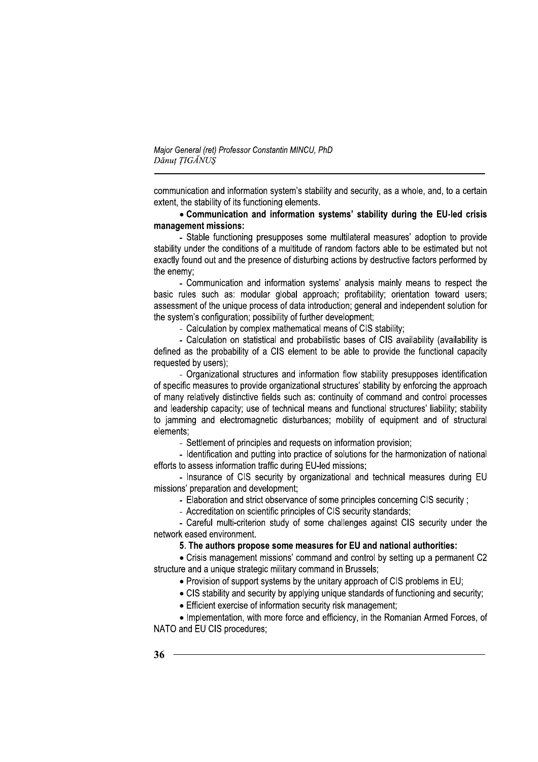communication and information system's stability and security, as a whole, and, to a certain extent, the stability of its functioning elements.

- **Communication and information systems' stability during the EU-led crisis management missions:**

- Stable functioning presupposes some multilateral measures' adoption to provide stability under the conditions of a multitude of random factors able to be estimated but not exactly found out and the presence of disturbing actions by destructive factors performed by the enemy;

- Communication and information systems' analysis mainly means to respect the basic rules such as: modular global approach; profitability; orientation toward users; assessment of the unique process of data introduction; general and independent solution for the system's configuration; possibility of further development;

- Calculation by complex mathematical means of CIS stability;

- Calculation on statistical and probabilistic bases of CIS availability (availability is defined as the probability of a CIS element to be able to provide the functional capacity requested by users);

- Organizational structures and information flow stability presupposes identification of specific measures to provide organizational structures' stability by enforcing the approach of many relatively distinctive fields such as: continuity of command and control processes and leadership capacity; use of technical means and functional structures' liability; stability to jamming and electromagnetic disturbances; mobility of equipment and of structural elements;

- Settlement of principles and requests on information provision;

- Identification and putting into practice of solutions for the harmonization of national efforts to assess information traffic during EU-led missions;

- Insurance of CIS security by organizational and technical measures during EU missions' preparation and development;

- Elaboration and strict observance of some principles concerning CIS security ;

- Accreditation on scientific principles of CIS security standards;

- Careful multi-criterion study of some challenges against CIS security under the network eased environment.

**5. The authors propose some measures for EU and national authorities:**

- Crisis management missions' command and control by setting up a permanent C2 structure and a unique strategic military command in Brussels;
- Provision of support systems by the unitary approach of CIS problems in EU;
- CIS stability and security by applying unique standards of functioning and security;
- Efficient exercise of information security risk management;
- Implementation, with more force and efficiency, in the Romanian Armed Forces, of NATO and EU CIS procedures;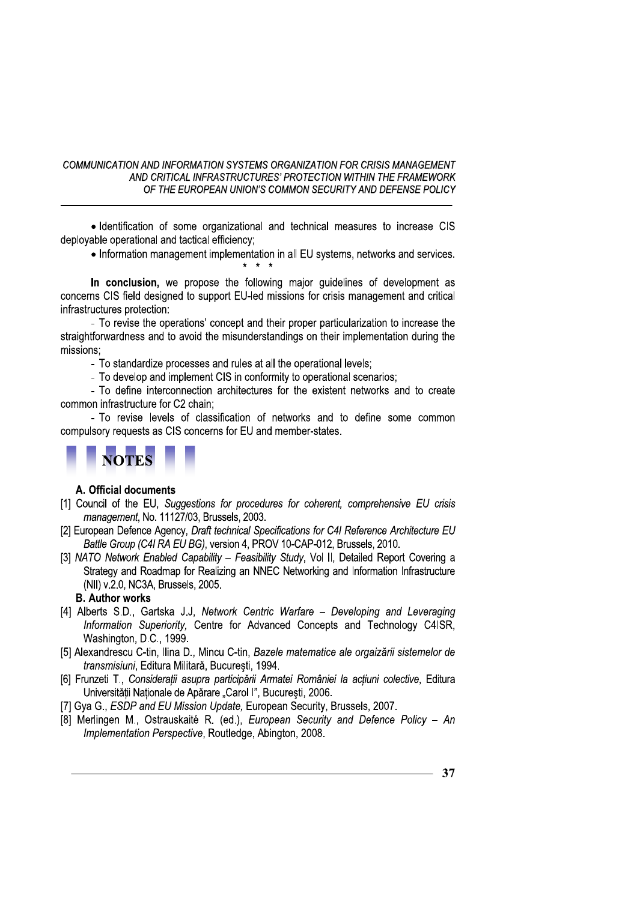- Identification of some organizational and technical measures to increase CIS deployable operational and tactical efficiency;
- Information management implementation in all EU systems, networks and services.

\* \* \*

**In conclusion,** we propose the following major guidelines of development as concerns CIS field designed to support EU-led missions for crisis management and critical infrastructures protection:

- To revise the operations' concept and their proper particularization to increase the straightforwardness and to avoid the misunderstandings on their implementation during the missions;
- To standardize processes and rules at all the operational levels;
- To develop and implement CIS in conformity to operational scenarios;
- To define interconnection architectures for the existent networks and to create common infrastructure for C2 chain;
- To revise levels of classification of networks and to define some common compulsory requests as CIS concerns for EU and member-states.

## NOTES

### A. Official documents

[1] Council of the EU, *Suggestions for procedures for coherent, comprehensive EU crisis management*, No. 11127/03, Brussels, 2003.

[2] European Defence Agency, *Draft technical Specifications for C4I Reference Architecture EU Battle Group (C4I RA EU BG)*, version 4, PROV 10-CAP-012, Brussels, 2010.

[3] *NATO Network Enabled Capability – Feasibility Study*, Vol II, Detailed Report Covering a Strategy and Roadmap for Realizing an NNEC Networking and Information Infrastructure (NII) v.2.0, NC3A, Brussels, 2005.

### B. Author works

[4] Alberts S.D., Gartska J.J, *Network Centric Warfare – Developing and Leveraging Information Superiority,* Centre for Advanced Concepts and Technology C4ISR, Washington, D.C., 1999.

[5] Alexandrescu C-tin, Ilina D., Mincu C-tin, *Bazele matematice ale orgaizării sistemelor de transmisiuni*, Editura Militară, Bucureşti, 1994.

[6] Frunzeti T., *Consideraţii asupra participării Armatei României la acţiuni colective*, Editura Universităţii Naţionale de Apărare „Carol I", Bucureşti, 2006.

[7] Gya G., *ESDP and EU Mission Update,* European Security, Brussels, 2007.

[8] Merlingen M., Ostrauskaité R. (ed.), *European Security and Defence Policy – An Implementation Perspective*, Routledge, Abington, 2008.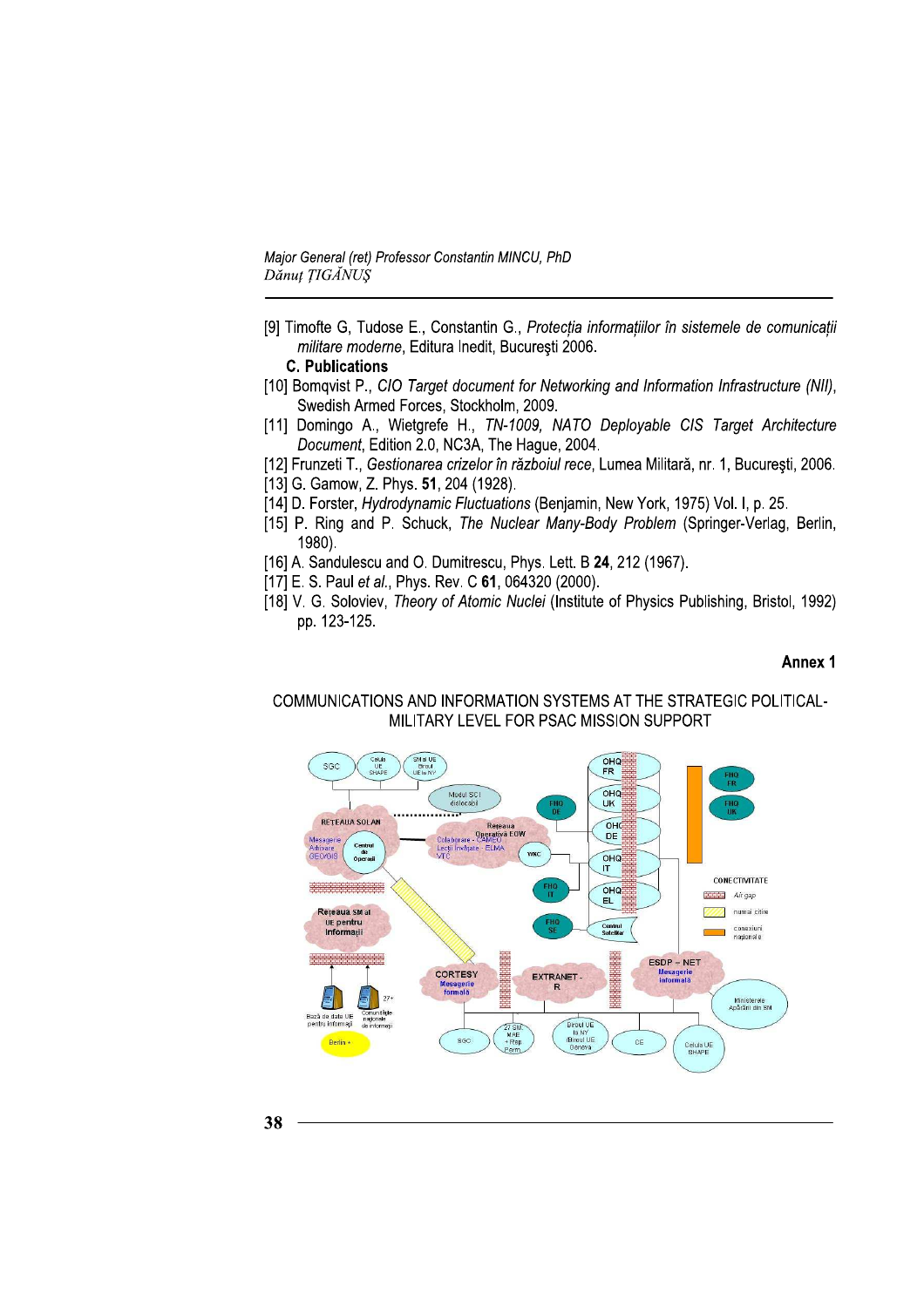[9] Timofte G, Tudose E., Constantin G., *Protecția informațiilor în sistemele de comunicații militare moderne*, Editura Inedit, Bucureşti 2006.

**C. Publications**

[10] Bomqvist P., *CIO Target document for Networking and Information Infrastructure (NII)*, Swedish Armed Forces, Stockholm, 2009.

[11] Domingo A., Wietgrefe H., *TN-1009, NATO Deployable CIS Target Architecture Document*, Edition 2.0, NC3A, The Hague, 2004.

[12] Frunzeti T., *Gestionarea crizelor în războiul rece*, Lumea Militară, nr. 1, Bucureşti, 2006.

[13] G. Gamow, Z. Phys. **51**, 204 (1928).

[14] D. Forster, *Hydrodynamic Fluctuations* (Benjamin, New York, 1975) Vol. I, p. 25.

[15] P. Ring and P. Schuck, *The Nuclear Many-Body Problem* (Springer-Verlag, Berlin, 1980).

[16] A. Sandulescu and O. Dumitrescu, Phys. Lett. B **24**, 212 (1967).

[17] E. S. Paul *et al.*, Phys. Rev. C **61**, 064320 (2000).

[18] V. G. Soloviev, *Theory of Atomic Nuclei* (Institute of Physics Publishing, Bristol, 1992) pp. 123-125.

**Annex 1**

COMMUNICATIONS AND INFORMATION SYSTEMS AT THE STRATEGIC POLITICAL-MILITARY LEVEL FOR PSAC MISSION SUPPORT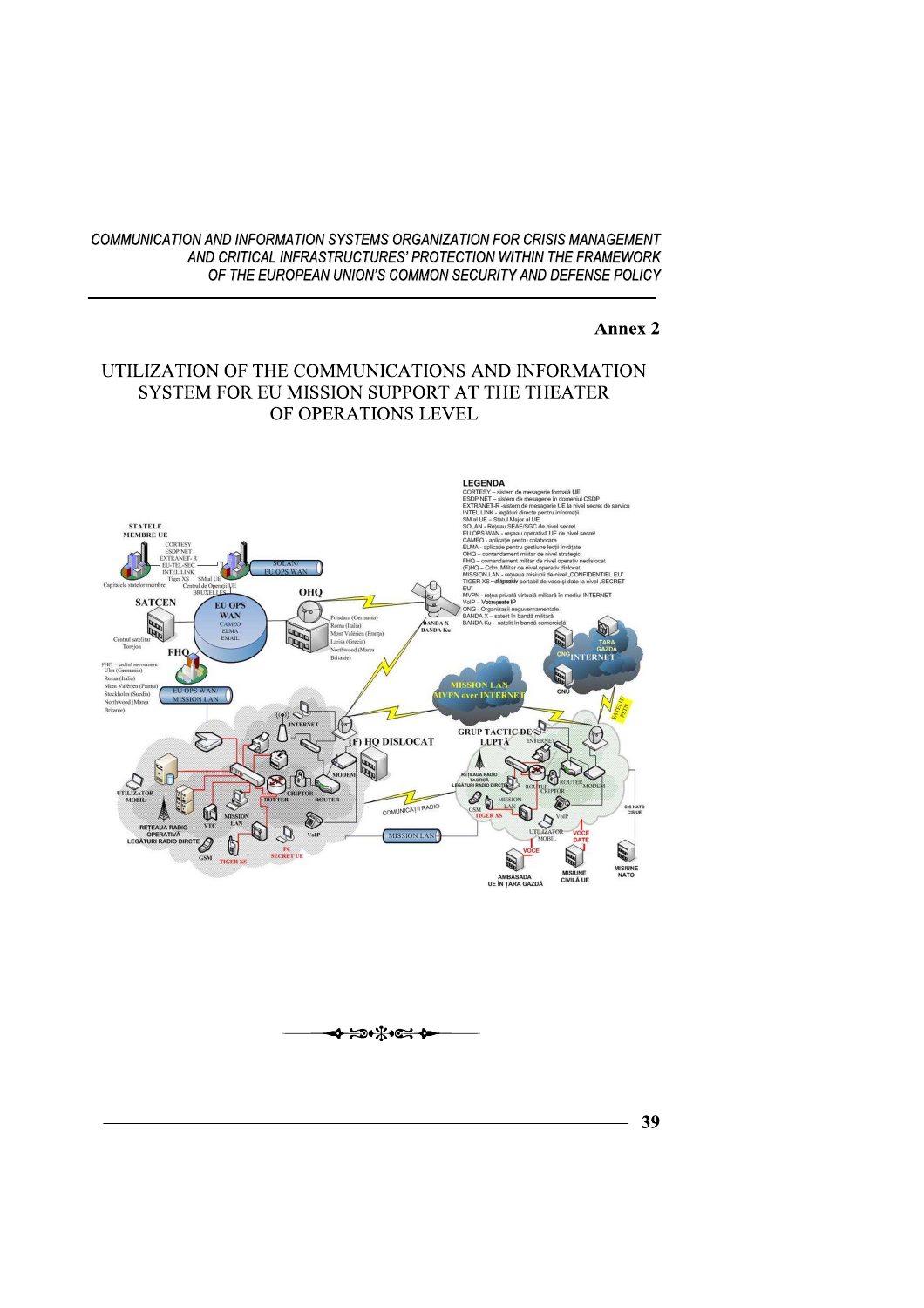## Annex 2

# UTILIZATION OF THE COMMUNICATIONS AND INFORMATION SYSTEM FOR EU MISSION SUPPORT AT THE THEATER OF OPERATIONS LEVEL

LEGENDA

CORTESY – sistem de mesagerie formală UE

ESDP NET – sistem de mesagerie în domeniul CSDP

EXTRANET-R -sistem de mesagerie UE la nivel secret de serviciu

INTEL LINK - legături directe pentru informații

SM al UE – Statul Major al UE

SOLAN - Rețeau SEAE/SGC de nivel secret

EU OPS WAN - rețeau operativă UE de nivel secret

CAMEO - aplicație pentru colaborare

ELMA - aplicație pentru gestiune lecții învățate

OHQ – comandament militar de nivel strategic

FHQ – comandament militar de nivel operativ nedislocat

(F)HQ – Cdm. Militar de nivel operativ dislocat

MISSION LAN - rețeaua misiunii de nivel „CONFIDENTIEL EU"

TIGER XS – dispozitiv portabil de voce și date la nivel „SECRET EU"

MVPN - rețea privată virtuală militară în mediul INTERNET

VoIP – Voce peste IP

ONG - Organizații neguvernamentale

BANDA X – satelit în bandă militară

BANDA Ku – satelit în bandă comercială

STATELE MEMBRE UE

CORTESY

ESDP NET

EXTRANET- R

EU-TEL-SEC

INTEL LINK

Tiger XS

SM al UE

Capitalele statelor membre

Centrul de Operații UE BRUXELLES

SOLAN/ EU OPS WAN

SATCEN

Centrul satelitar Torejon

EU OPS WAN

CAMEO

ELMA

EMAIL

OHQ

Potsdam (Germania)

Roma (Italia)

Mont Valérien (Franța)

Larisa (Grecia)

Northwood (Marea Britanie)

FHQ

FHQ – sediul permanent

Ulm (Germania)

Roma (Italia)

Mont Valérien (Franța)

Stockholm (Suedia)

Northwood (Marea Britanie)

EU OPS WAN/ MISSION LAN

BANDA X

BANDA Ku

ONG

ȚARA GAZDĂ

INTERNET

ONU

SATELIT PRIN

MISSION LAN

MVPN over INTERNET

INTERNET

(F) HQ DISLOCAT

MODEM

CRIPTOR

ROUTER

ROUTER

UTILIZATOR MOBIL

REȚEAUA RADIO OPERATIVĂ LEGĂTURI RADIO DIRCTE

VTC

MISSION LAN

VoIP

GSM

TIGER XS

PC SECRET UE

COMUNICAȚII RADIO

MISSION LAN

GRUP TACTIC DE LUPTĂ

INTERNET

REȚEAUA RADIO TACTICĂ LEGĂTURI RADIO DIRCTE

ROUTER

CRIPTOR

ROUTER

MODEM

MISSION LAN

GSM

TIGER XS

VoIP

UTILIZATOR MOBIL

VOCE

VOCE DATE

CIS NATO CIS UE

AMBASADA UE ÎN ȚARA GAZDĂ

MISIUNE CIVILĂ UE

MISIUNE NATO